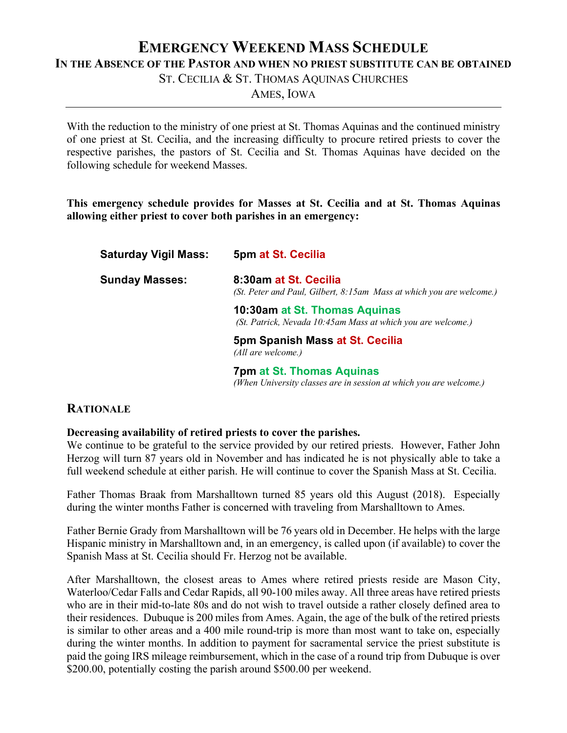# Emergency Weekend Mass Schedule

## In the Absence of the Pastor and when no priest substitute can be obtained

St. Cecilia & St. Thomas Aquinas Churches

Ames, Iowa

---

With the reduction to the ministry of one priest at St. Thomas Aquinas and the continued ministry of one priest at St. Cecilia, and the increasing difficulty to procure retired priests to cover the respective parishes, the pastors of St. Cecilia and St. Thomas Aquinas have decided on the following schedule for weekend Masses.

**This emergency schedule provides for Masses at St. Cecilia and at St. Thomas Aquinas allowing either priest to cover both parishes in an emergency:**

**Saturday Vigil Mass:** **5pm at St. Cecilia**

**Sunday Masses:**

**8:30am at St. Cecilia**
*(St. Peter and Paul, Gilbert, 8:15am Mass at which you are welcome.)*

**10:30am at St. Thomas Aquinas**
*(St. Patrick, Nevada 10:45am Mass at which you are welcome.)*

**5pm Spanish Mass at St. Cecilia**
*(All are welcome.)*

**7pm at St. Thomas Aquinas**
*(When University classes are in session at which you are welcome.)*

## Rationale

**Decreasing availability of retired priests to cover the parishes.**

We continue to be grateful to the service provided by our retired priests. However, Father John Herzog will turn 87 years old in November and has indicated he is not physically able to take a full weekend schedule at either parish. He will continue to cover the Spanish Mass at St. Cecilia.

Father Thomas Braak from Marshalltown turned 85 years old this August (2018). Especially during the winter months Father is concerned with traveling from Marshalltown to Ames.

Father Bernie Grady from Marshalltown will be 76 years old in December. He helps with the large Hispanic ministry in Marshalltown and, in an emergency, is called upon (if available) to cover the Spanish Mass at St. Cecilia should Fr. Herzog not be available.

After Marshalltown, the closest areas to Ames where retired priests reside are Mason City, Waterloo/Cedar Falls and Cedar Rapids, all 90-100 miles away. All three areas have retired priests who are in their mid-to-late 80s and do not wish to travel outside a rather closely defined area to their residences. Dubuque is 200 miles from Ames. Again, the age of the bulk of the retired priests is similar to other areas and a 400 mile round-trip is more than most want to take on, especially during the winter months. In addition to payment for sacramental service the priest substitute is paid the going IRS mileage reimbursement, which in the case of a round trip from Dubuque is over \$200.00, potentially costing the parish around \$500.00 per weekend.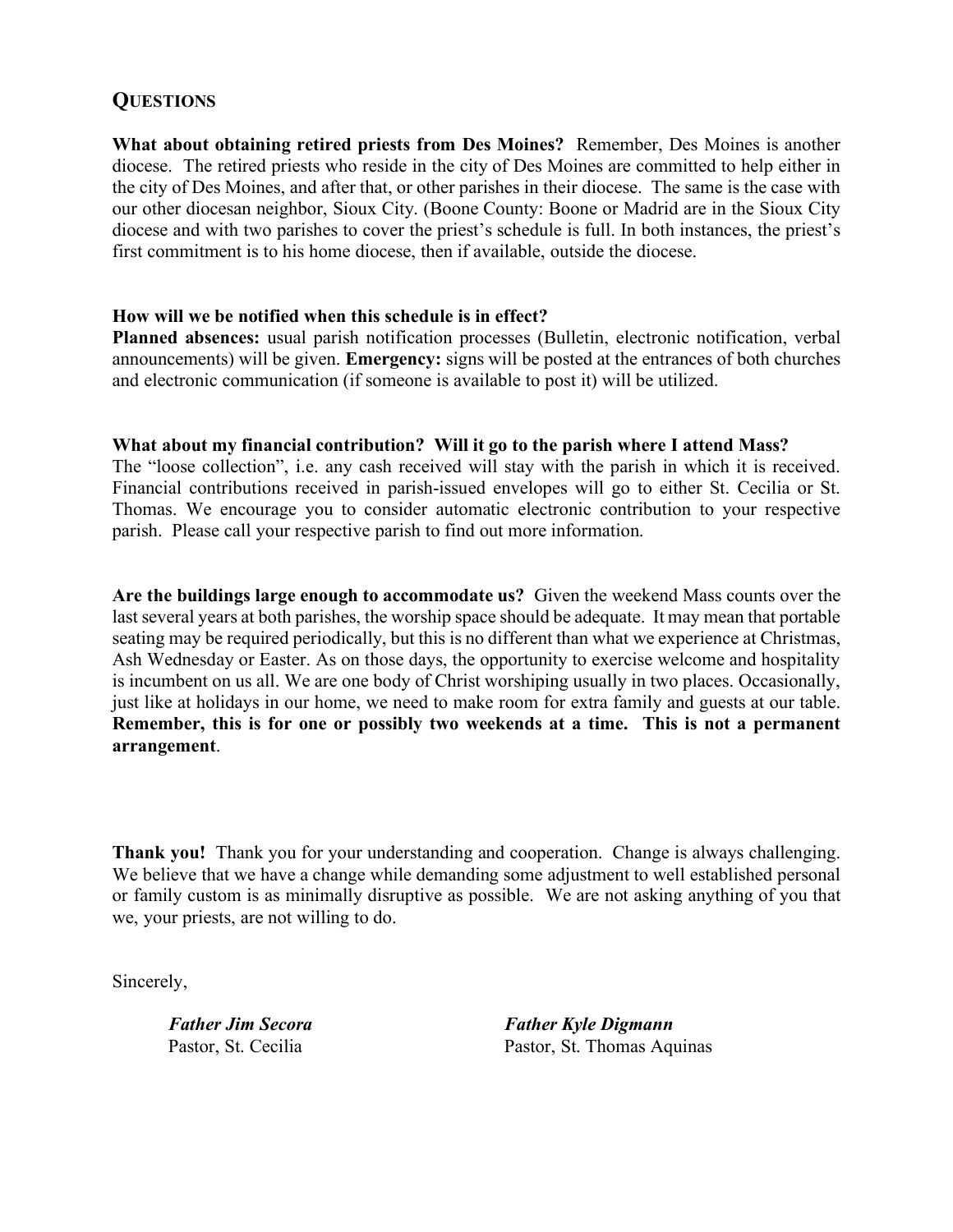## QUESTIONS

**What about obtaining retired priests from Des Moines?** Remember, Des Moines is another diocese. The retired priests who reside in the city of Des Moines are committed to help either in the city of Des Moines, and after that, or other parishes in their diocese. The same is the case with our other diocesan neighbor, Sioux City. (Boone County: Boone or Madrid are in the Sioux City diocese and with two parishes to cover the priest's schedule is full. In both instances, the priest's first commitment is to his home diocese, then if available, outside the diocese.

**How will we be notified when this schedule is in effect?**
**Planned absences:** usual parish notification processes (Bulletin, electronic notification, verbal announcements) will be given. **Emergency:** signs will be posted at the entrances of both churches and electronic communication (if someone is available to post it) will be utilized.

**What about my financial contribution? Will it go to the parish where I attend Mass?**
The "loose collection", i.e. any cash received will stay with the parish in which it is received. Financial contributions received in parish-issued envelopes will go to either St. Cecilia or St. Thomas. We encourage you to consider automatic electronic contribution to your respective parish. Please call your respective parish to find out more information.

**Are the buildings large enough to accommodate us?** Given the weekend Mass counts over the last several years at both parishes, the worship space should be adequate. It may mean that portable seating may be required periodically, but this is no different than what we experience at Christmas, Ash Wednesday or Easter. As on those days, the opportunity to exercise welcome and hospitality is incumbent on us all. We are one body of Christ worshiping usually in two places. Occasionally, just like at holidays in our home, we need to make room for extra family and guests at our table. **Remember, this is for one or possibly two weekends at a time. This is not a permanent arrangement**.

**Thank you!** Thank you for your understanding and cooperation. Change is always challenging. We believe that we have a change while demanding some adjustment to well established personal or family custom is as minimally disruptive as possible. We are not asking anything of you that we, your priests, are not willing to do.

Sincerely,

***Father Jim Secora***
Pastor, St. Cecilia

***Father Kyle Digmann***
Pastor, St. Thomas Aquinas